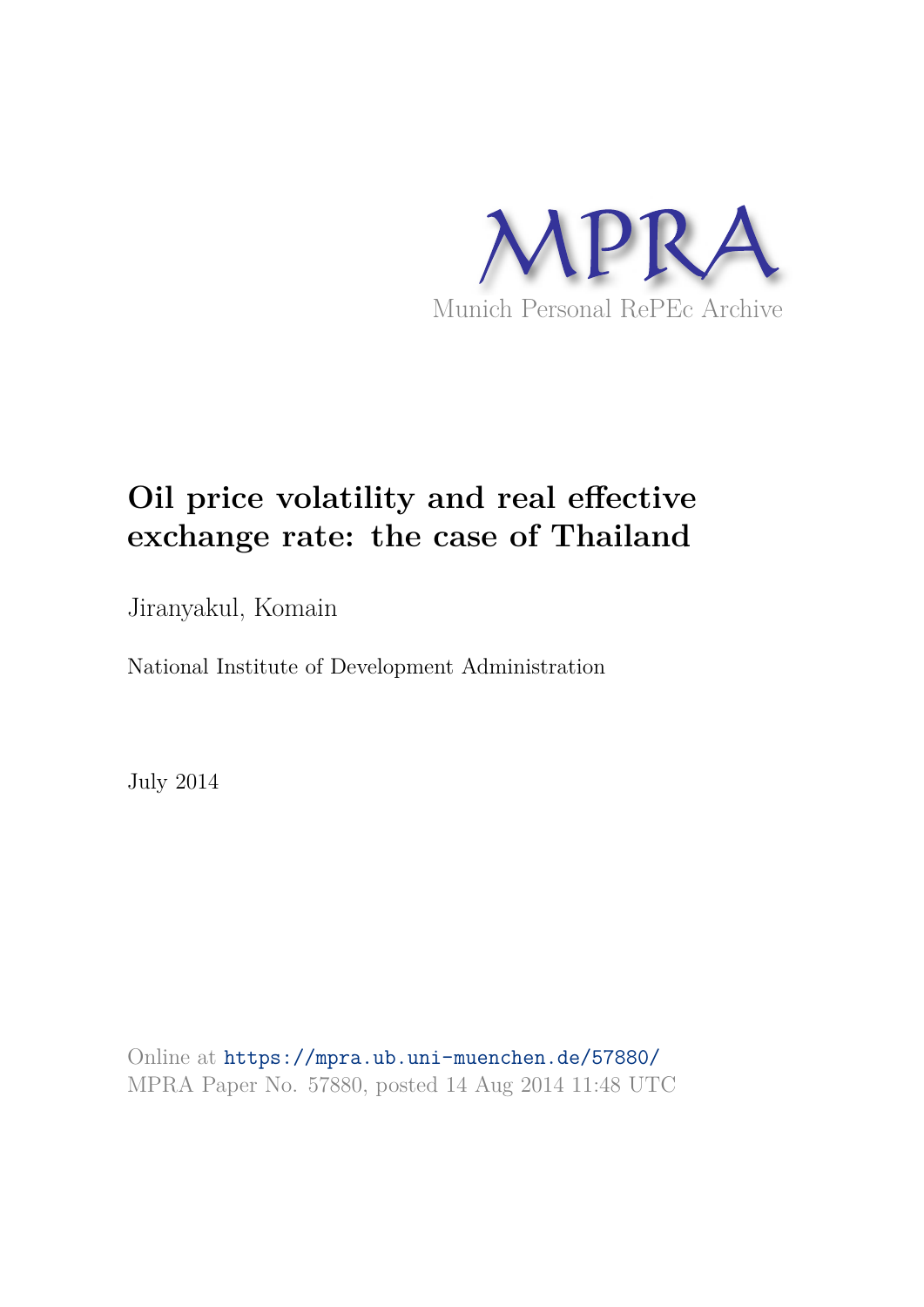MPRA

Munich Personal RePEc Archive

# Oil price volatility and real effective exchange rate: the case of Thailand

Jiranyakul, Komain

National Institute of Development Administration

July 2014

Online at https://mpra.ub.uni-muenchen.de/57880/
MPRA Paper No. 57880, posted 14 Aug 2014 11:48 UTC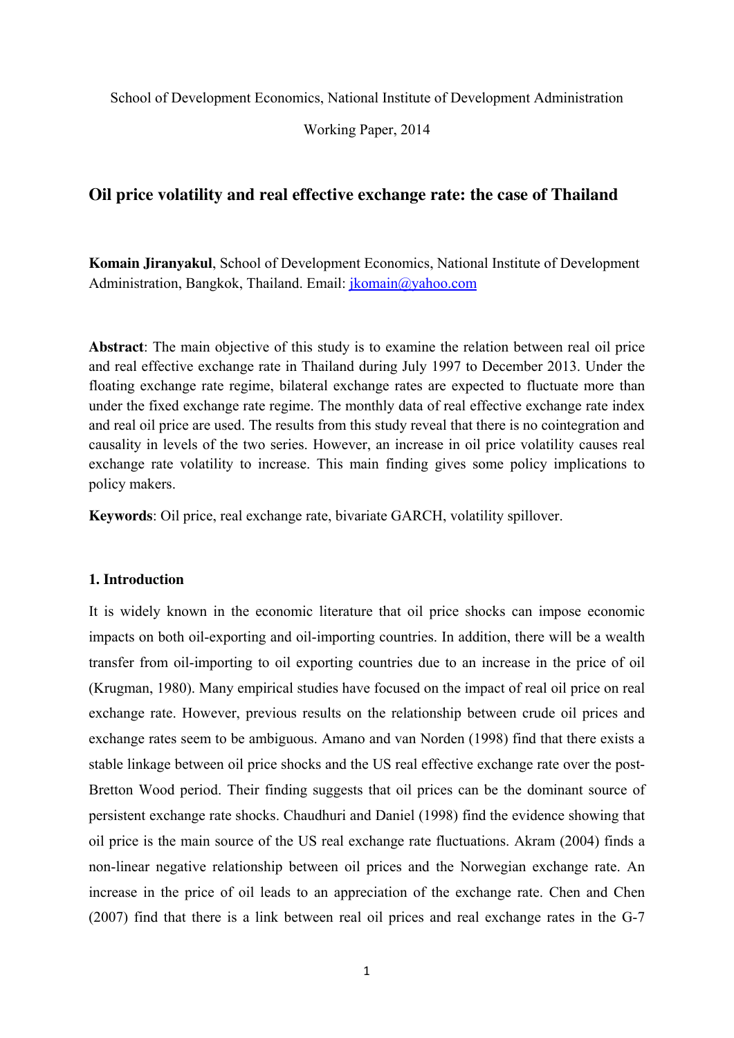School of Development Economics, National Institute of Development Administration

Working Paper, 2014

## Oil price volatility and real effective exchange rate: the case of Thailand

**Komain Jiranyakul**, School of Development Economics, National Institute of Development Administration, Bangkok, Thailand. Email: jkomain@yahoo.com

**Abstract**: The main objective of this study is to examine the relation between real oil price and real effective exchange rate in Thailand during July 1997 to December 2013. Under the floating exchange rate regime, bilateral exchange rates are expected to fluctuate more than under the fixed exchange rate regime. The monthly data of real effective exchange rate index and real oil price are used. The results from this study reveal that there is no cointegration and causality in levels of the two series. However, an increase in oil price volatility causes real exchange rate volatility to increase. This main finding gives some policy implications to policy makers.

**Keywords**: Oil price, real exchange rate, bivariate GARCH, volatility spillover.

### 1. Introduction

It is widely known in the economic literature that oil price shocks can impose economic impacts on both oil-exporting and oil-importing countries. In addition, there will be a wealth transfer from oil-importing to oil exporting countries due to an increase in the price of oil (Krugman, 1980). Many empirical studies have focused on the impact of real oil price on real exchange rate. However, previous results on the relationship between crude oil prices and exchange rates seem to be ambiguous. Amano and van Norden (1998) find that there exists a stable linkage between oil price shocks and the US real effective exchange rate over the post-Bretton Wood period. Their finding suggests that oil prices can be the dominant source of persistent exchange rate shocks. Chaudhuri and Daniel (1998) find the evidence showing that oil price is the main source of the US real exchange rate fluctuations. Akram (2004) finds a non-linear negative relationship between oil prices and the Norwegian exchange rate. An increase in the price of oil leads to an appreciation of the exchange rate. Chen and Chen (2007) find that there is a link between real oil prices and real exchange rates in the G-7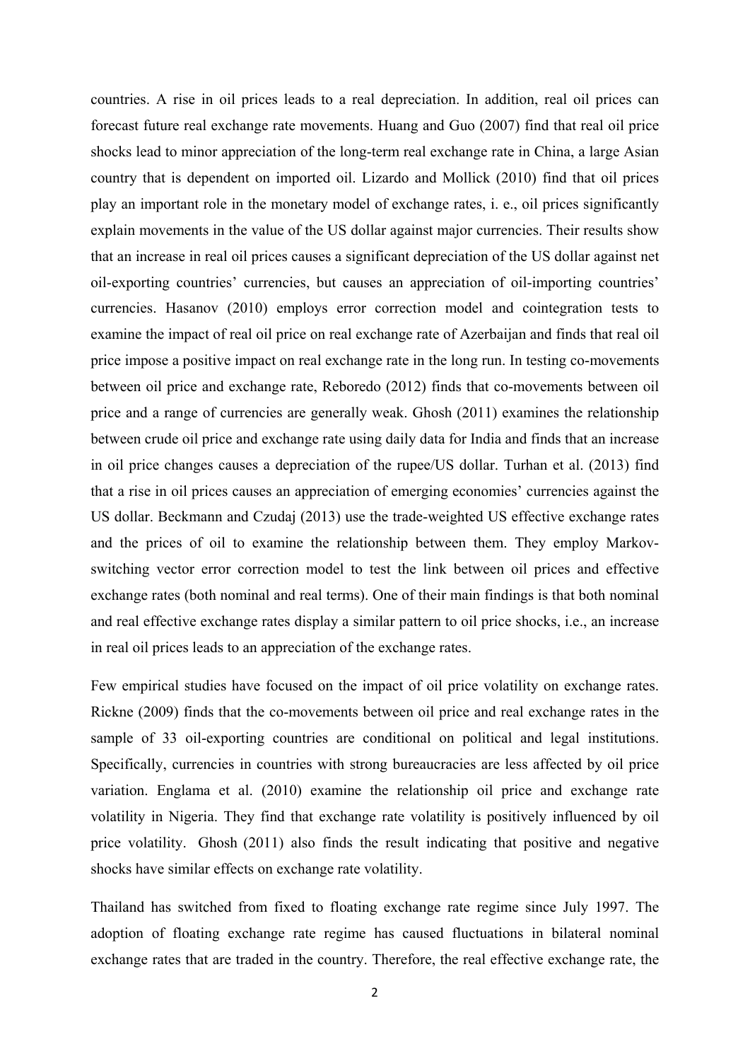countries. A rise in oil prices leads to a real depreciation. In addition, real oil prices can forecast future real exchange rate movements. Huang and Guo (2007) find that real oil price shocks lead to minor appreciation of the long-term real exchange rate in China, a large Asian country that is dependent on imported oil. Lizardo and Mollick (2010) find that oil prices play an important role in the monetary model of exchange rates, i. e., oil prices significantly explain movements in the value of the US dollar against major currencies. Their results show that an increase in real oil prices causes a significant depreciation of the US dollar against net oil-exporting countries' currencies, but causes an appreciation of oil-importing countries' currencies. Hasanov (2010) employs error correction model and cointegration tests to examine the impact of real oil price on real exchange rate of Azerbaijan and finds that real oil price impose a positive impact on real exchange rate in the long run. In testing co-movements between oil price and exchange rate, Reboredo (2012) finds that co-movements between oil price and a range of currencies are generally weak. Ghosh (2011) examines the relationship between crude oil price and exchange rate using daily data for India and finds that an increase in oil price changes causes a depreciation of the rupee/US dollar. Turhan et al. (2013) find that a rise in oil prices causes an appreciation of emerging economies' currencies against the US dollar. Beckmann and Czudaj (2013) use the trade-weighted US effective exchange rates and the prices of oil to examine the relationship between them. They employ Markov-switching vector error correction model to test the link between oil prices and effective exchange rates (both nominal and real terms). One of their main findings is that both nominal and real effective exchange rates display a similar pattern to oil price shocks, i.e., an increase in real oil prices leads to an appreciation of the exchange rates.

Few empirical studies have focused on the impact of oil price volatility on exchange rates. Rickne (2009) finds that the co-movements between oil price and real exchange rates in the sample of 33 oil-exporting countries are conditional on political and legal institutions. Specifically, currencies in countries with strong bureaucracies are less affected by oil price variation. Englama et al. (2010) examine the relationship oil price and exchange rate volatility in Nigeria. They find that exchange rate volatility is positively influenced by oil price volatility. Ghosh (2011) also finds the result indicating that positive and negative shocks have similar effects on exchange rate volatility.

Thailand has switched from fixed to floating exchange rate regime since July 1997. The adoption of floating exchange rate regime has caused fluctuations in bilateral nominal exchange rates that are traded in the country. Therefore, the real effective exchange rate, the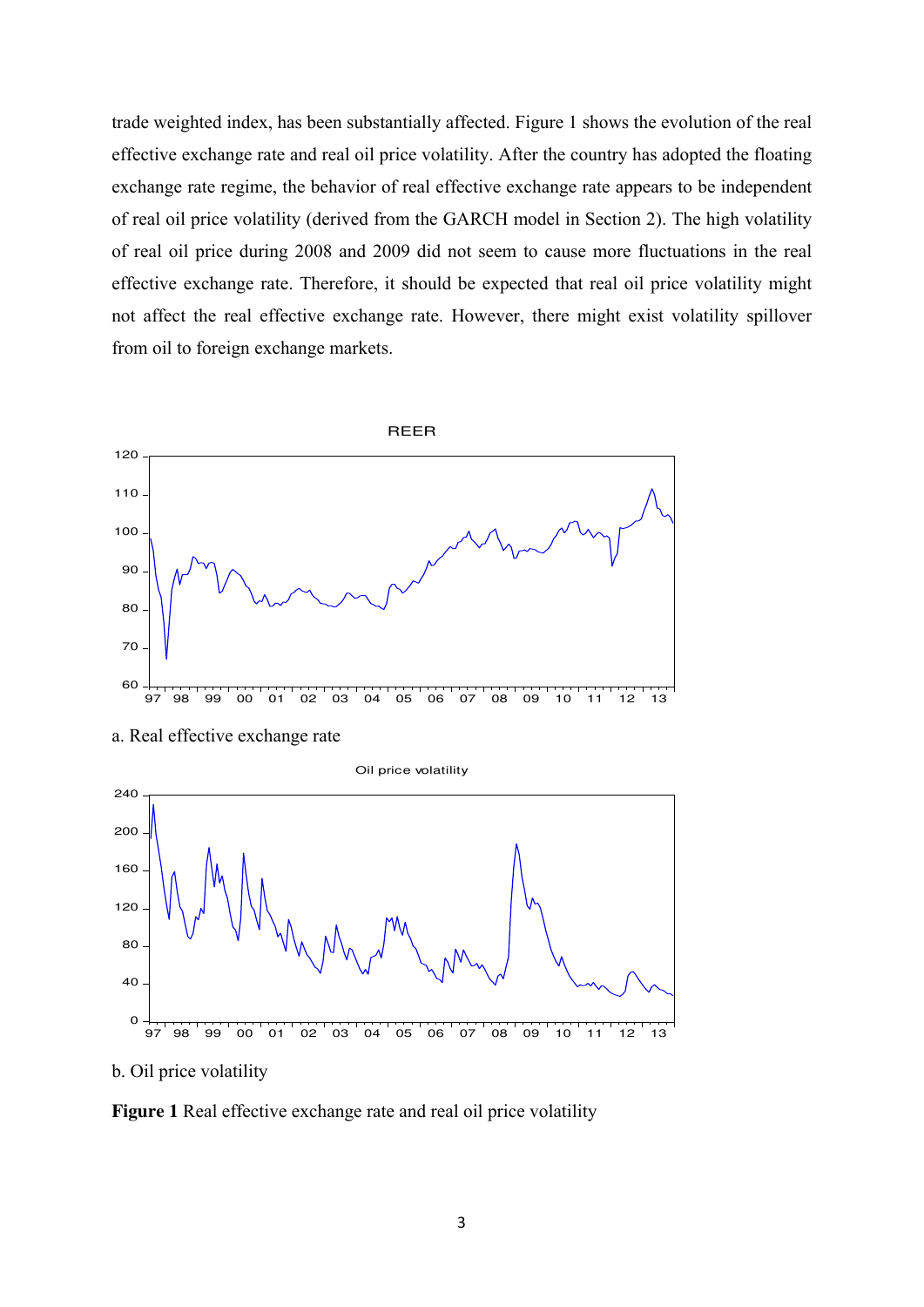trade weighted index, has been substantially affected. Figure 1 shows the evolution of the real effective exchange rate and real oil price volatility. After the country has adopted the floating exchange rate regime, the behavior of real effective exchange rate appears to be independent of real oil price volatility (derived from the GARCH model in Section 2). The high volatility of real oil price during 2008 and 2009 did not seem to cause more fluctuations in the real effective exchange rate. Therefore, it should be expected that real oil price volatility might not affect the real effective exchange rate. However, there might exist volatility spillover from oil to foreign exchange markets.

a. Real effective exchange rate

b. Oil price volatility

**Figure 1** Real effective exchange rate and real oil price volatility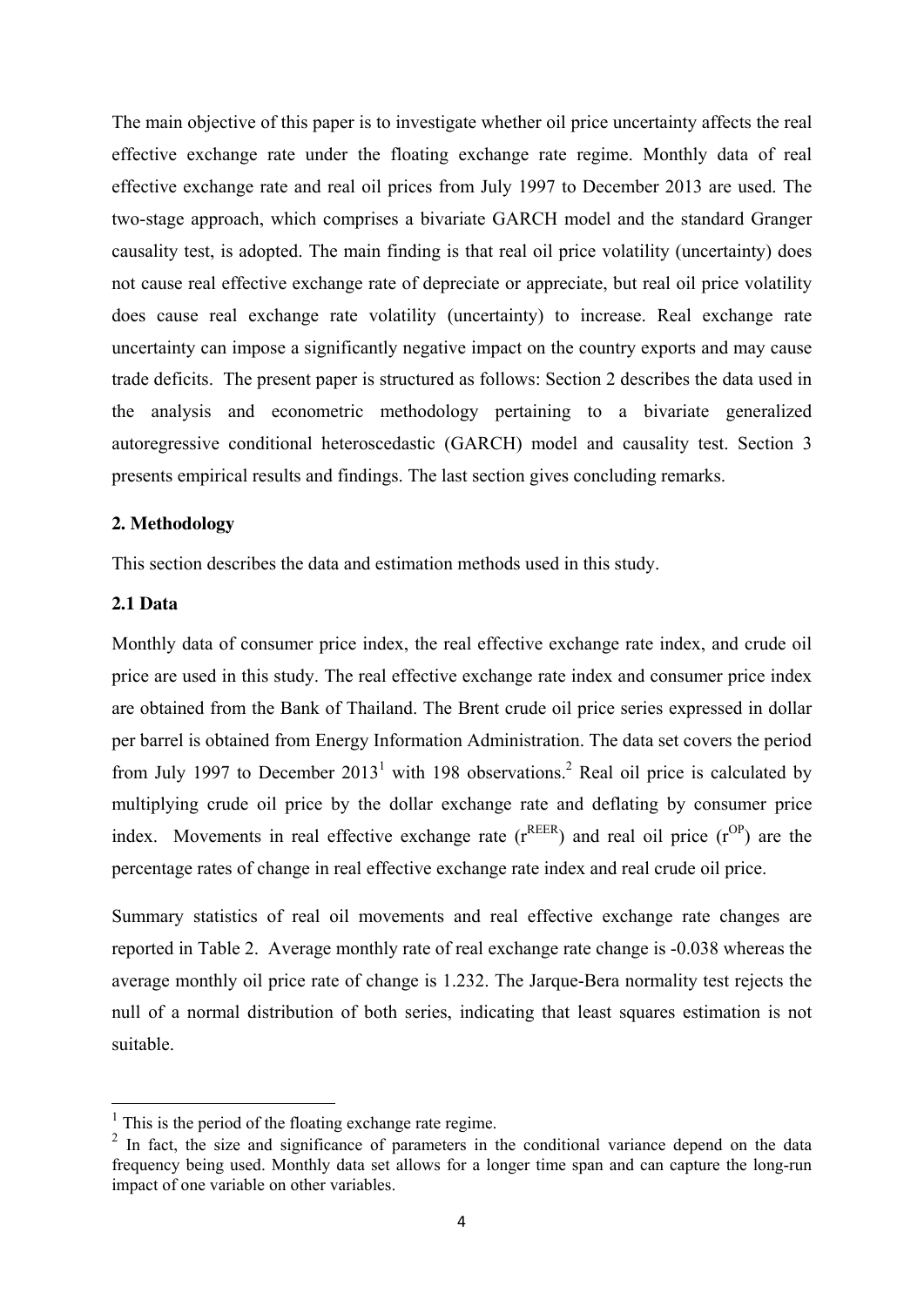The main objective of this paper is to investigate whether oil price uncertainty affects the real effective exchange rate under the floating exchange rate regime. Monthly data of real effective exchange rate and real oil prices from July 1997 to December 2013 are used. The two-stage approach, which comprises a bivariate GARCH model and the standard Granger causality test, is adopted. The main finding is that real oil price volatility (uncertainty) does not cause real effective exchange rate of depreciate or appreciate, but real oil price volatility does cause real exchange rate volatility (uncertainty) to increase. Real exchange rate uncertainty can impose a significantly negative impact on the country exports and may cause trade deficits. The present paper is structured as follows: Section 2 describes the data used in the analysis and econometric methodology pertaining to a bivariate generalized autoregressive conditional heteroscedastic (GARCH) model and causality test. Section 3 presents empirical results and findings. The last section gives concluding remarks.

## 2. Methodology

This section describes the data and estimation methods used in this study.

### 2.1 Data

Monthly data of consumer price index, the real effective exchange rate index, and crude oil price are used in this study. The real effective exchange rate index and consumer price index are obtained from the Bank of Thailand. The Brent crude oil price series expressed in dollar per barrel is obtained from Energy Information Administration. The data set covers the period from July 1997 to December 2013[1] with 198 observations.[2] Real oil price is calculated by multiplying crude oil price by the dollar exchange rate and deflating by consumer price index. Movements in real effective exchange rate ($r^{REER}$) and real oil price ($r^{OP}$) are the percentage rates of change in real effective exchange rate index and real crude oil price.

Summary statistics of real oil movements and real effective exchange rate changes are reported in Table 2. Average monthly rate of real exchange rate change is -0.038 whereas the average monthly oil price rate of change is 1.232. The Jarque-Bera normality test rejects the null of a normal distribution of both series, indicating that least squares estimation is not suitable.

---

[1] This is the period of the floating exchange rate regime.

[2] In fact, the size and significance of parameters in the conditional variance depend on the data frequency being used. Monthly data set allows for a longer time span and can capture the long-run impact of one variable on other variables.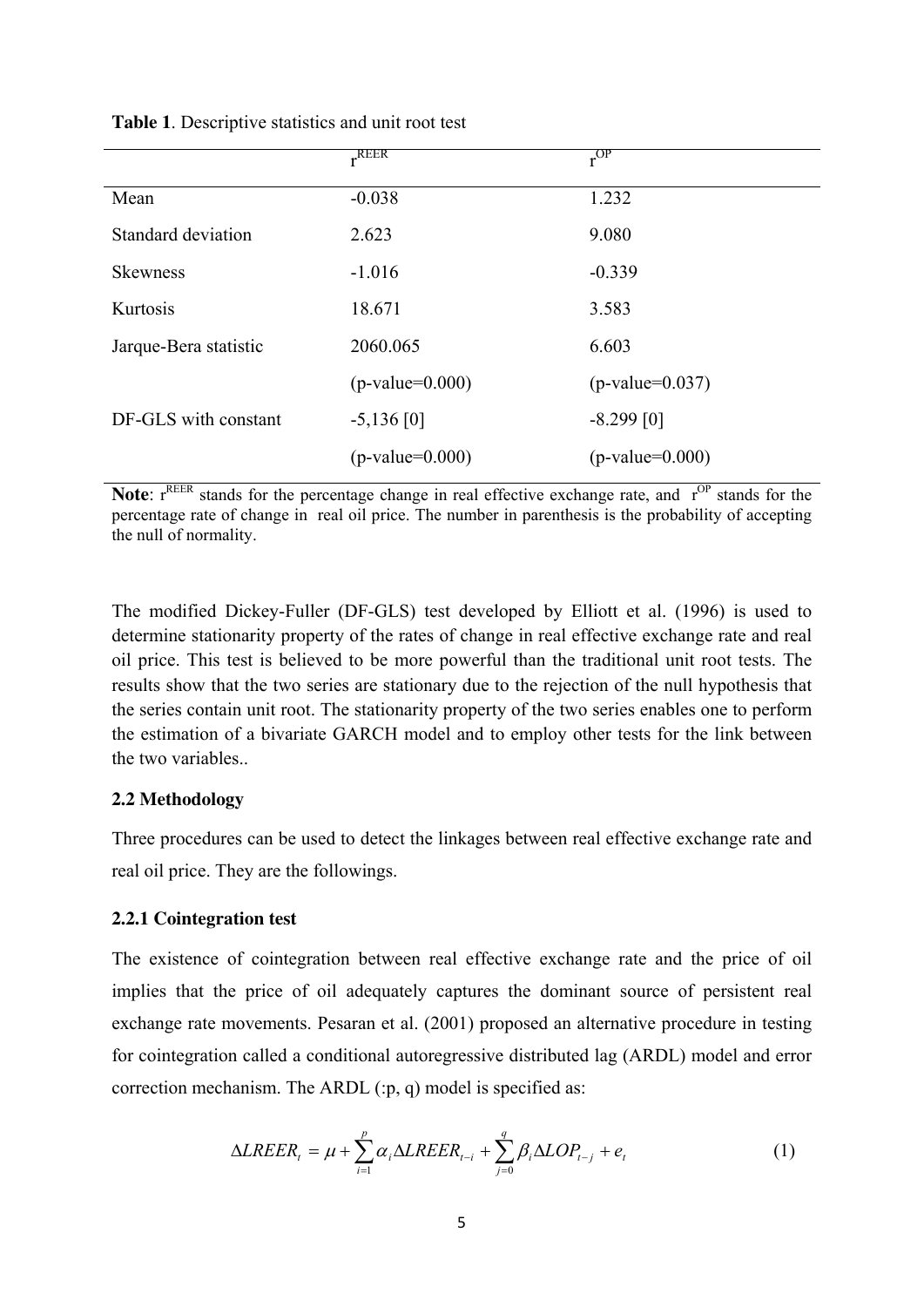**Table 1**. Descriptive statistics and unit root test

| | $r^{REER}$ | $r^{OP}$ |
|---|---|---|
| Mean | -0.038 | 1.232 |
| Standard deviation | 2.623 | 9.080 |
| Skewness | -1.016 | -0.339 |
| Kurtosis | 18.671 | 3.583 |
| Jarque-Bera statistic | 2060.065 | 6.603 |
| | (p-value=0.000) | (p-value=0.037) |
| DF-GLS with constant | -5,136 [0] | -8.299 [0] |
| | (p-value=0.000) | (p-value=0.000) |

**Note**: $r^{REER}$ stands for the percentage change in real effective exchange rate, and $r^{OP}$ stands for the percentage rate of change in real oil price. The number in parenthesis is the probability of accepting the null of normality.

The modified Dickey-Fuller (DF-GLS) test developed by Elliott et al. (1996) is used to determine stationarity property of the rates of change in real effective exchange rate and real oil price. This test is believed to be more powerful than the traditional unit root tests. The results show that the two series are stationary due to the rejection of the null hypothesis that the series contain unit root. The stationarity property of the two series enables one to perform the estimation of a bivariate GARCH model and to employ other tests for the link between the two variables..

### 2.2 Methodology

Three procedures can be used to detect the linkages between real effective exchange rate and real oil price. They are the followings.

#### 2.2.1 Cointegration test

The existence of cointegration between real effective exchange rate and the price of oil implies that the price of oil adequately captures the dominant source of persistent real exchange rate movements. Pesaran et al. (2001) proposed an alternative procedure in testing for cointegration called a conditional autoregressive distributed lag (ARDL) model and error correction mechanism. The ARDL (:p, q) model is specified as:

$$\Delta LREER_t = \mu + \sum_{i=1}^{p} \alpha_i \Delta LREER_{t-i} + \sum_{j=0}^{q} \beta_i \Delta LOP_{t-j} + e_t \qquad (1)$$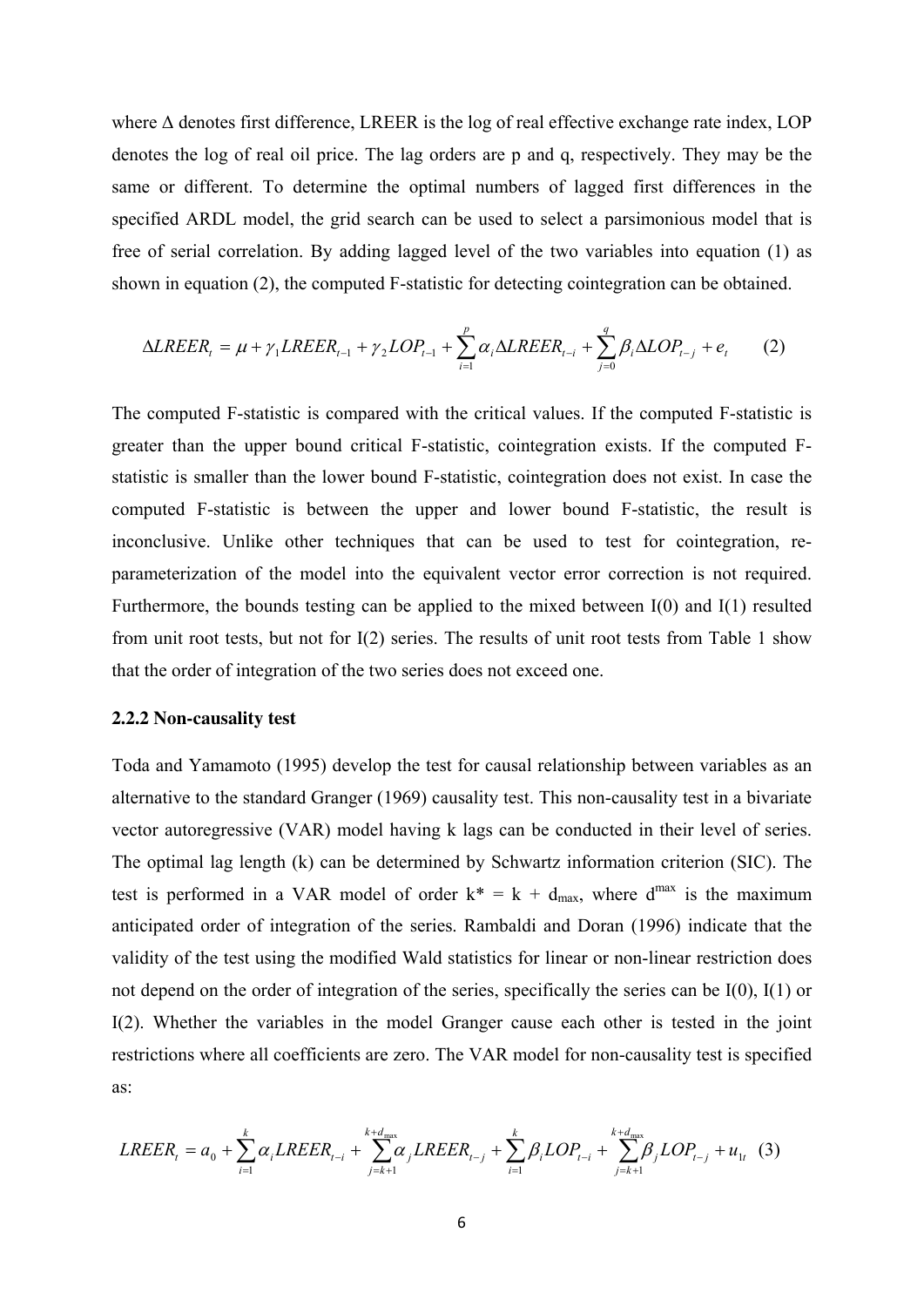where Δ denotes first difference, LREER is the log of real effective exchange rate index, LOP denotes the log of real oil price. The lag orders are p and q, respectively. They may be the same or different. To determine the optimal numbers of lagged first differences in the specified ARDL model, the grid search can be used to select a parsimonious model that is free of serial correlation. By adding lagged level of the two variables into equation (1) as shown in equation (2), the computed F-statistic for detecting cointegration can be obtained.

$$\Delta LREER_t = \mu + \gamma_1 LREER_{t-1} + \gamma_2 LOP_{t-1} + \sum_{i=1}^{p} \alpha_i \Delta LREER_{t-i} + \sum_{j=0}^{q} \beta_i \Delta LOP_{t-j} + e_t \qquad (2)$$

The computed F-statistic is compared with the critical values. If the computed F-statistic is greater than the upper bound critical F-statistic, cointegration exists. If the computed F-statistic is smaller than the lower bound F-statistic, cointegration does not exist. In case the computed F-statistic is between the upper and lower bound F-statistic, the result is inconclusive. Unlike other techniques that can be used to test for cointegration, re-parameterization of the model into the equivalent vector error correction is not required. Furthermore, the bounds testing can be applied to the mixed between I(0) and I(1) resulted from unit root tests, but not for I(2) series. The results of unit root tests from Table 1 show that the order of integration of the two series does not exceed one.

#### 2.2.2 Non-causality test

Toda and Yamamoto (1995) develop the test for causal relationship between variables as an alternative to the standard Granger (1969) causality test. This non-causality test in a bivariate vector autoregressive (VAR) model having k lags can be conducted in their level of series. The optimal lag length (k) can be determined by Schwartz information criterion (SIC). The test is performed in a VAR model of order $k^* = k + d_{max}$, where $d^{max}$ is the maximum anticipated order of integration of the series. Rambaldi and Doran (1996) indicate that the validity of the test using the modified Wald statistics for linear or non-linear restriction does not depend on the order of integration of the series, specifically the series can be I(0), I(1) or I(2). Whether the variables in the model Granger cause each other is tested in the joint restrictions where all coefficients are zero. The VAR model for non-causality test is specified as:

$$LREER_t = a_0 + \sum_{i=1}^{k} \alpha_i LREER_{t-i} + \sum_{j=k+1}^{k+d_{max}} \alpha_j LREER_{t-j} + \sum_{i=1}^{k} \beta_i LOP_{t-i} + \sum_{j=k+1}^{k+d_{max}} \beta_j LOP_{t-j} + u_{1t} \quad (3)$$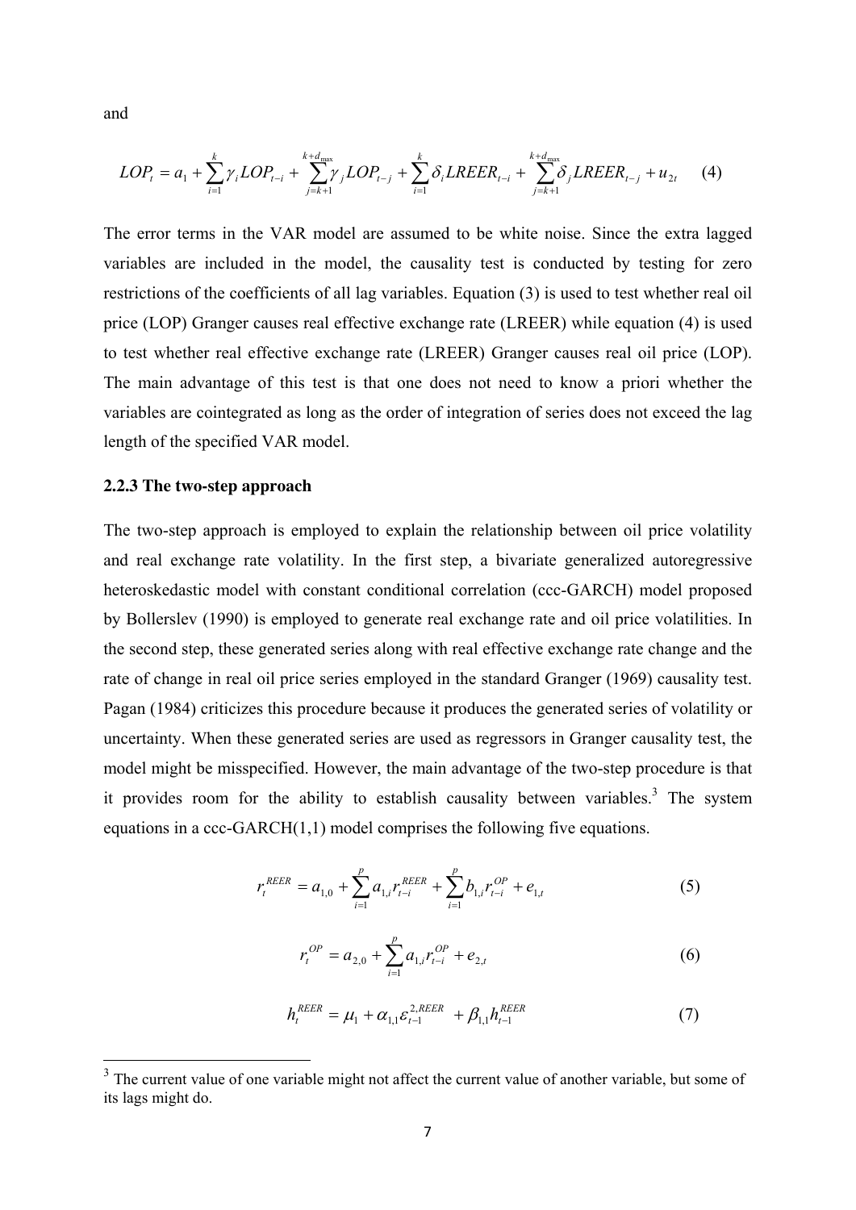and

$$LOP_t = a_1 + \sum_{i=1}^{k} \gamma_i LOP_{t-i} + \sum_{j=k+1}^{k+d_{\max}} \gamma_j LOP_{t-j} + \sum_{i=1}^{k} \delta_i LREER_{t-i} + \sum_{j=k+1}^{k+d_{\max}} \delta_j LREER_{t-j} + u_{2t} \quad (4)$$

The error terms in the VAR model are assumed to be white noise. Since the extra lagged variables are included in the model, the causality test is conducted by testing for zero restrictions of the coefficients of all lag variables. Equation (3) is used to test whether real oil price (LOP) Granger causes real effective exchange rate (LREER) while equation (4) is used to test whether real effective exchange rate (LREER) Granger causes real oil price (LOP). The main advantage of this test is that one does not need to know a priori whether the variables are cointegrated as long as the order of integration of series does not exceed the lag length of the specified VAR model.

### 2.2.3 The two-step approach

The two-step approach is employed to explain the relationship between oil price volatility and real exchange rate volatility. In the first step, a bivariate generalized autoregressive heteroskedastic model with constant conditional correlation (ccc-GARCH) model proposed by Bollerslev (1990) is employed to generate real exchange rate and oil price volatilities. In the second step, these generated series along with real effective exchange rate change and the rate of change in real oil price series employed in the standard Granger (1969) causality test. Pagan (1984) criticizes this procedure because it produces the generated series of volatility or uncertainty. When these generated series are used as regressors in Granger causality test, the model might be misspecified. However, the main advantage of the two-step procedure is that it provides room for the ability to establish causality between variables.[3] The system equations in a ccc-GARCH(1,1) model comprises the following five equations.

$$r_t^{REER} = a_{1,0} + \sum_{i=1}^{p} a_{1,i} r_{t-i}^{REER} + \sum_{i=1}^{p} b_{1,i} r_{t-i}^{OP} + e_{1,t} \quad (5)$$

$$r_t^{OP} = a_{2,0} + \sum_{i=1}^{p} a_{1,i} r_{t-i}^{OP} + e_{2,t} \quad (6)$$

$$h_t^{REER} = \mu_1 + \alpha_{1,1} \varepsilon_{t-1}^{2,REER} + \beta_{1,1} h_{t-1}^{REER} \quad (7)$$

[3] The current value of one variable might not affect the current value of another variable, but some of its lags might do.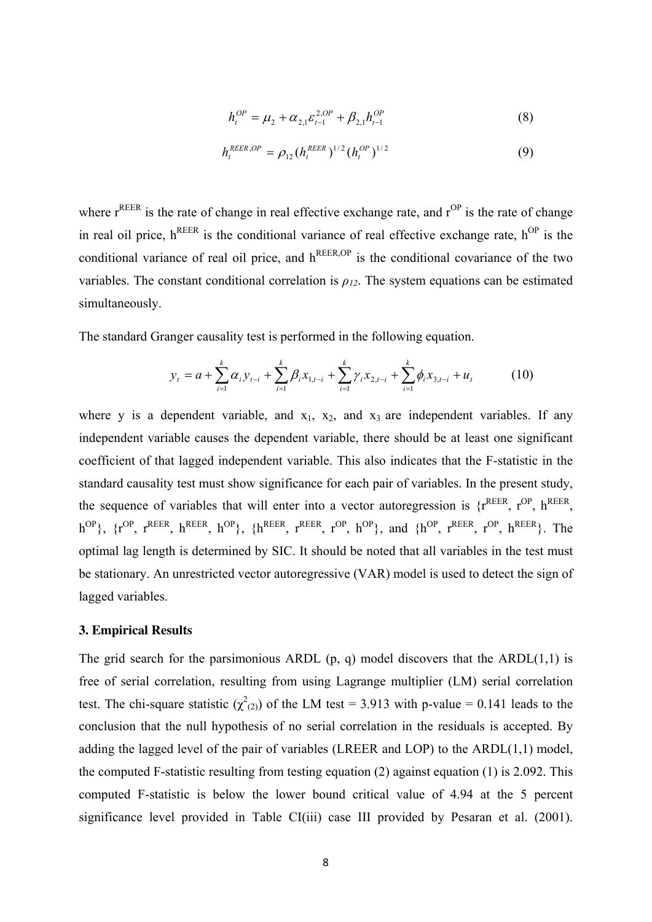$$h_t^{OP} = \mu_2 + \alpha_{2,1}\varepsilon_{t-1}^{2,OP} + \beta_{2,1}h_{t-1}^{OP} \quad (8)$$

$$h_t^{REER,OP} = \rho_{12}(h_t^{REER})^{1/2}(h_t^{OP})^{1/2} \quad (9)$$

where $r^{REER}$ is the rate of change in real effective exchange rate, and $r^{OP}$ is the rate of change in real oil price, $h^{REER}$ is the conditional variance of real effective exchange rate, $h^{OP}$ is the conditional variance of real oil price, and $h^{REER,OP}$ is the conditional covariance of the two variables. The constant conditional correlation is $\rho_{12}$. The system equations can be estimated simultaneously.

The standard Granger causality test is performed in the following equation.

$$y_t = a + \sum_{i=1}^{k}\alpha_i y_{t-i} + \sum_{i=1}^{k}\beta_i x_{1,t-i} + \sum_{i=1}^{k}\gamma_i x_{2,t-i} + \sum_{i=1}^{k}\phi_i x_{3,t-i} + u_t \quad (10)$$

where y is a dependent variable, and $x_1$, $x_2$, and $x_3$ are independent variables. If any independent variable causes the dependent variable, there should be at least one significant coefficient of that lagged independent variable. This also indicates that the F-statistic in the standard causality test must show significance for each pair of variables. In the present study, the sequence of variables that will enter into a vector autoregression is {$r^{REER}$, $r^{OP}$, $h^{REER}$, $h^{OP}$}, {$r^{OP}$, $r^{REER}$, $h^{REER}$, $h^{OP}$}, {$h^{REER}$, $r^{REER}$, $r^{OP}$, $h^{OP}$}, and {$h^{OP}$, $r^{REER}$, $r^{OP}$, $h^{REER}$}. The optimal lag length is determined by SIC. It should be noted that all variables in the test must be stationary. An unrestricted vector autoregressive (VAR) model is used to detect the sign of lagged variables.

## 3. Empirical Results

The grid search for the parsimonious ARDL (p, q) model discovers that the ARDL(1,1) is free of serial correlation, resulting from using Lagrange multiplier (LM) serial correlation test. The chi-square statistic ($\chi^2_{(2)}$) of the LM test = 3.913 with p-value = 0.141 leads to the conclusion that the null hypothesis of no serial correlation in the residuals is accepted. By adding the lagged level of the pair of variables (LREER and LOP) to the ARDL(1,1) model, the computed F-statistic resulting from testing equation (2) against equation (1) is 2.092. This computed F-statistic is below the lower bound critical value of 4.94 at the 5 percent significance level provided in Table CI(iii) case III provided by Pesaran et al. (2001).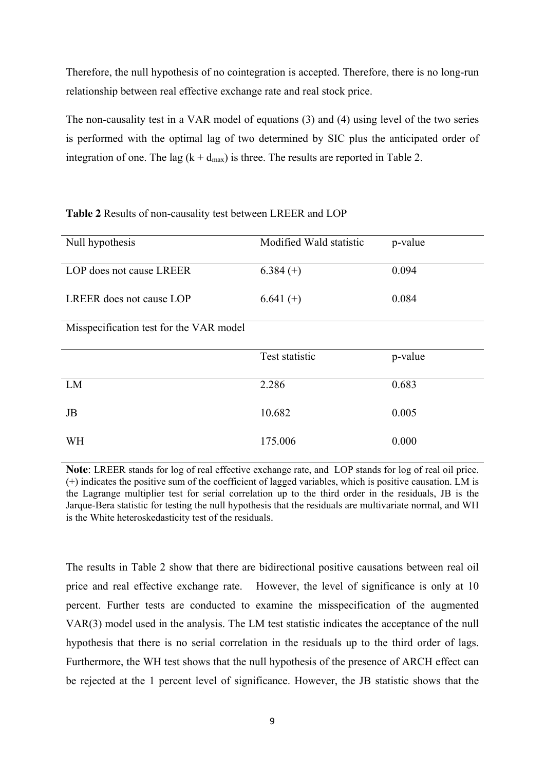Therefore, the null hypothesis of no cointegration is accepted. Therefore, there is no long-run relationship between real effective exchange rate and real stock price.

The non-causality test in a VAR model of equations (3) and (4) using level of the two series is performed with the optimal lag of two determined by SIC plus the anticipated order of integration of one. The lag ($k + d_{max}$) is three. The results are reported in Table 2.

**Table 2** Results of non-causality test between LREER and LOP

| Null hypothesis | Modified Wald statistic | p-value |
|---|---|---|
| LOP does not cause LREER | 6.384 (+) | 0.094 |
| LREER does not cause LOP | 6.641 (+) | 0.084 |
| Misspecification test for the VAR model | | |
| | Test statistic | p-value |
| LM | 2.286 | 0.683 |
| JB | 10.682 | 0.005 |
| WH | 175.006 | 0.000 |

**Note**: LREER stands for log of real effective exchange rate, and LOP stands for log of real oil price. (+) indicates the positive sum of the coefficient of lagged variables, which is positive causation. LM is the Lagrange multiplier test for serial correlation up to the third order in the residuals, JB is the Jarque-Bera statistic for testing the null hypothesis that the residuals are multivariate normal, and WH is the White heteroskedasticity test of the residuals.

The results in Table 2 show that there are bidirectional positive causations between real oil price and real effective exchange rate. However, the level of significance is only at 10 percent. Further tests are conducted to examine the misspecification of the augmented VAR(3) model used in the analysis. The LM test statistic indicates the acceptance of the null hypothesis that there is no serial correlation in the residuals up to the third order of lags. Furthermore, the WH test shows that the null hypothesis of the presence of ARCH effect can be rejected at the 1 percent level of significance. However, the JB statistic shows that the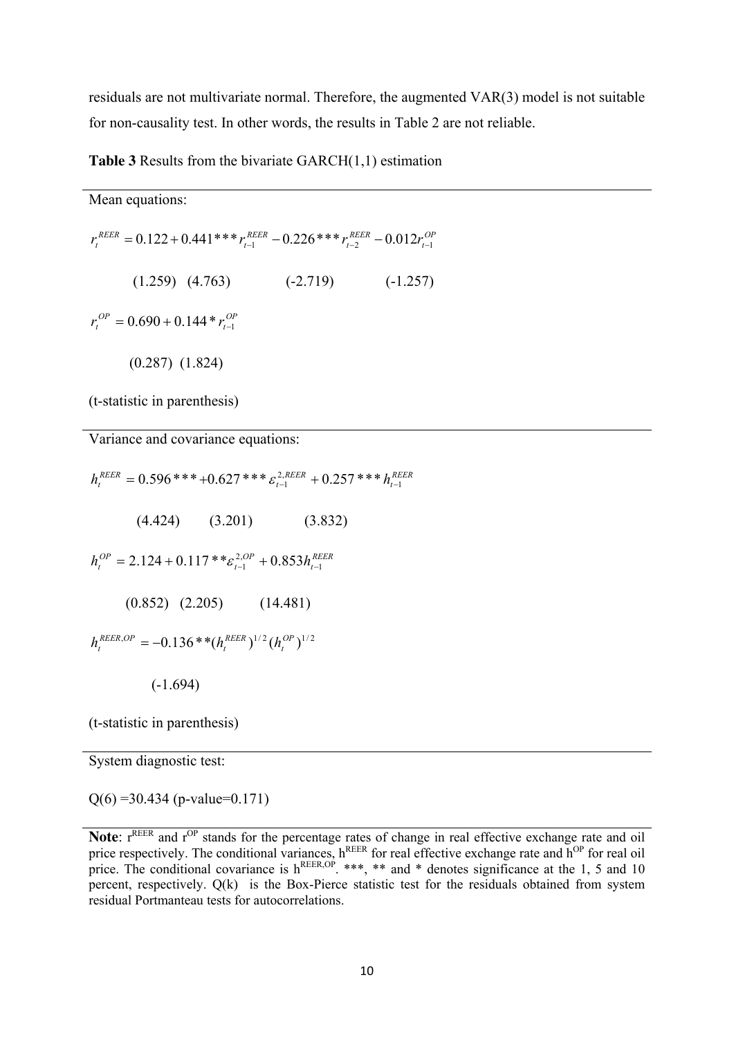residuals are not multivariate normal. Therefore, the augmented VAR(3) model is not suitable for non-causality test. In other words, the results in Table 2 are not reliable.

**Table 3** Results from the bivariate GARCH(1,1) estimation

Mean equations:

$$r_t^{REER} = 0.122 + 0.441^{***} r_{t-1}^{REER} - 0.226^{***} r_{t-2}^{REER} - 0.012 r_{t-1}^{OP}$$

(1.259) (4.763) (-2.719) (-1.257)

$$r_t^{OP} = 0.690 + 0.144^{*} r_{t-1}^{OP}$$

(0.287) (1.824)

(t-statistic in parenthesis)

Variance and covariance equations:

$$h_t^{REER} = 0.596^{***} + 0.627^{***} \varepsilon_{t-1}^{2,REER} + 0.257^{***} h_{t-1}^{REER}$$

(4.424) (3.201) (3.832)

$$h_t^{OP} = 2.124 + 0.117^{**} \varepsilon_{t-1}^{2,OP} + 0.853 h_{t-1}^{REER}$$

(0.852) (2.205) (14.481)

$$h_t^{REER,OP} = -0.136^{**} (h_t^{REER})^{1/2} (h_t^{OP})^{1/2}$$

(-1.694)

(t-statistic in parenthesis)

System diagnostic test:

Q(6) =30.434 (p-value=0.171)

**Note**: $r^{REER}$ and $r^{OP}$ stands for the percentage rates of change in real effective exchange rate and oil price respectively. The conditional variances, $h^{REER}$ for real effective exchange rate and $h^{OP}$ for real oil price. The conditional covariance is $h^{REER,OP}$. ***, ** and * denotes significance at the 1, 5 and 10 percent, respectively. Q(k) is the Box-Pierce statistic test for the residuals obtained from system residual Portmanteau tests for autocorrelations.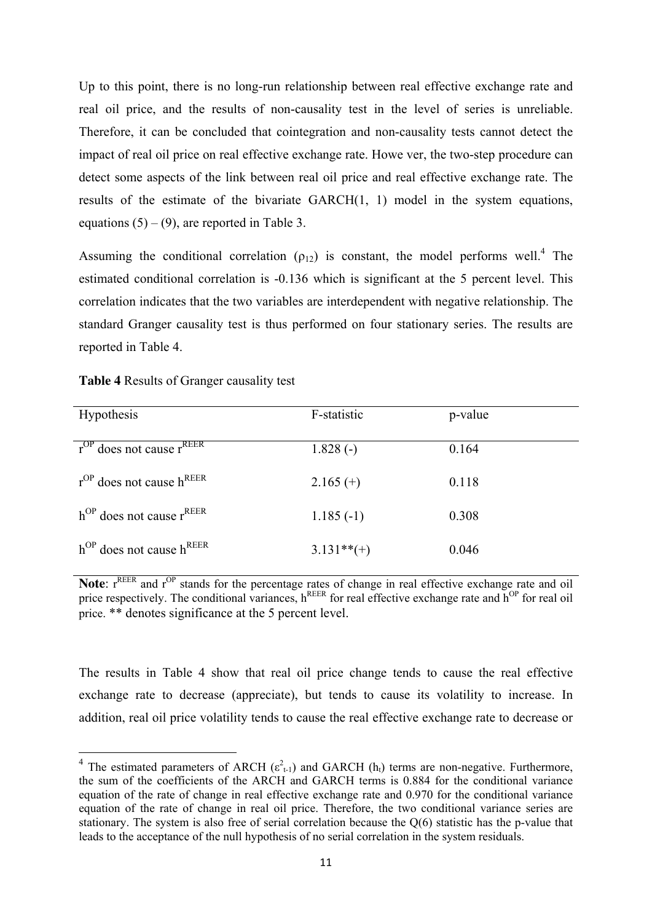Up to this point, there is no long-run relationship between real effective exchange rate and real oil price, and the results of non-causality test in the level of series is unreliable. Therefore, it can be concluded that cointegration and non-causality tests cannot detect the impact of real oil price on real effective exchange rate. Howe ver, the two-step procedure can detect some aspects of the link between real oil price and real effective exchange rate. The results of the estimate of the bivariate GARCH(1, 1) model in the system equations, equations (5) – (9), are reported in Table 3.

Assuming the conditional correlation ($\rho_{12}$) is constant, the model performs well.[4] The estimated conditional correlation is -0.136 which is significant at the 5 percent level. This correlation indicates that the two variables are interdependent with negative relationship. The standard Granger causality test is thus performed on four stationary series. The results are reported in Table 4.

**Table 4** Results of Granger causality test

| Hypothesis | F-statistic | p-value |
| --- | --- | --- |
| $r^{OP}$ does not cause $r^{REER}$ | 1.828 (-) | 0.164 |
| $r^{OP}$ does not cause $h^{REER}$ | 2.165 (+) | 0.118 |
| $h^{OP}$ does not cause $r^{REER}$ | 1.185 (-1) | 0.308 |
| $h^{OP}$ does not cause $h^{REER}$ | 3.131**(+) | 0.046 |

**Note**: $r^{REER}$ and $r^{OP}$ stands for the percentage rates of change in real effective exchange rate and oil price respectively. The conditional variances, $h^{REER}$ for real effective exchange rate and $h^{OP}$ for real oil price. ** denotes significance at the 5 percent level.

The results in Table 4 show that real oil price change tends to cause the real effective exchange rate to decrease (appreciate), but tends to cause its volatility to increase. In addition, real oil price volatility tends to cause the real effective exchange rate to decrease or

[4] The estimated parameters of ARCH ($\varepsilon^2_{t-1}$) and GARCH ($h_t$) terms are non-negative. Furthermore, the sum of the coefficients of the ARCH and GARCH terms is 0.884 for the conditional variance equation of the rate of change in real effective exchange rate and 0.970 for the conditional variance equation of the rate of change in real oil price. Therefore, the two conditional variance series are stationary. The system is also free of serial correlation because the Q(6) statistic has the p-value that leads to the acceptance of the null hypothesis of no serial correlation in the system residuals.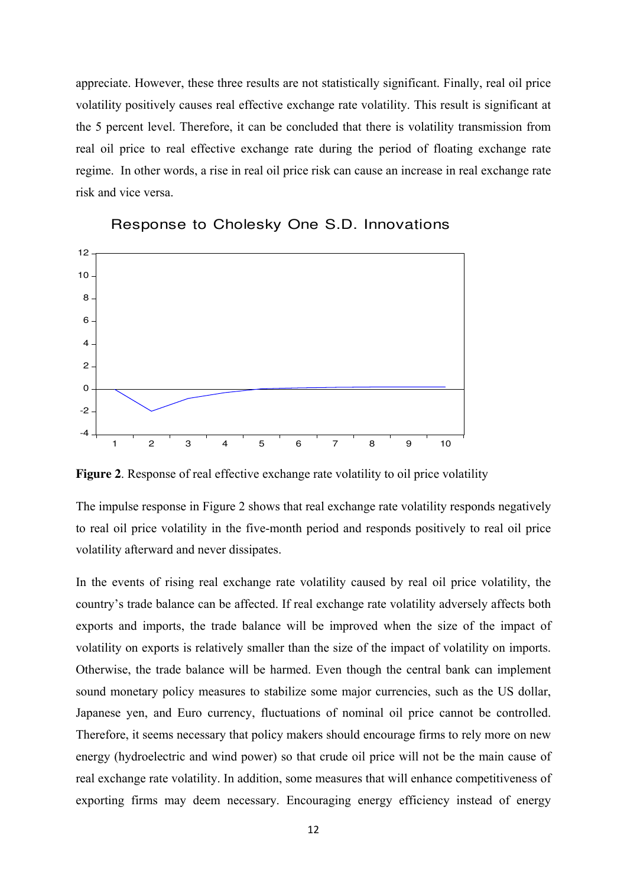appreciate. However, these three results are not statistically significant. Finally, real oil price volatility positively causes real effective exchange rate volatility. This result is significant at the 5 percent level. Therefore, it can be concluded that there is volatility transmission from real oil price to real effective exchange rate during the period of floating exchange rate regime. In other words, a rise in real oil price risk can cause an increase in real exchange rate risk and vice versa.

Response to Cholesky One S.D. Innovations

**Figure 2**. Response of real effective exchange rate volatility to oil price volatility

The impulse response in Figure 2 shows that real exchange rate volatility responds negatively to real oil price volatility in the five-month period and responds positively to real oil price volatility afterward and never dissipates.

In the events of rising real exchange rate volatility caused by real oil price volatility, the country's trade balance can be affected. If real exchange rate volatility adversely affects both exports and imports, the trade balance will be improved when the size of the impact of volatility on exports is relatively smaller than the size of the impact of volatility on imports. Otherwise, the trade balance will be harmed. Even though the central bank can implement sound monetary policy measures to stabilize some major currencies, such as the US dollar, Japanese yen, and Euro currency, fluctuations of nominal oil price cannot be controlled. Therefore, it seems necessary that policy makers should encourage firms to rely more on new energy (hydroelectric and wind power) so that crude oil price will not be the main cause of real exchange rate volatility. In addition, some measures that will enhance competitiveness of exporting firms may deem necessary. Encouraging energy efficiency instead of energy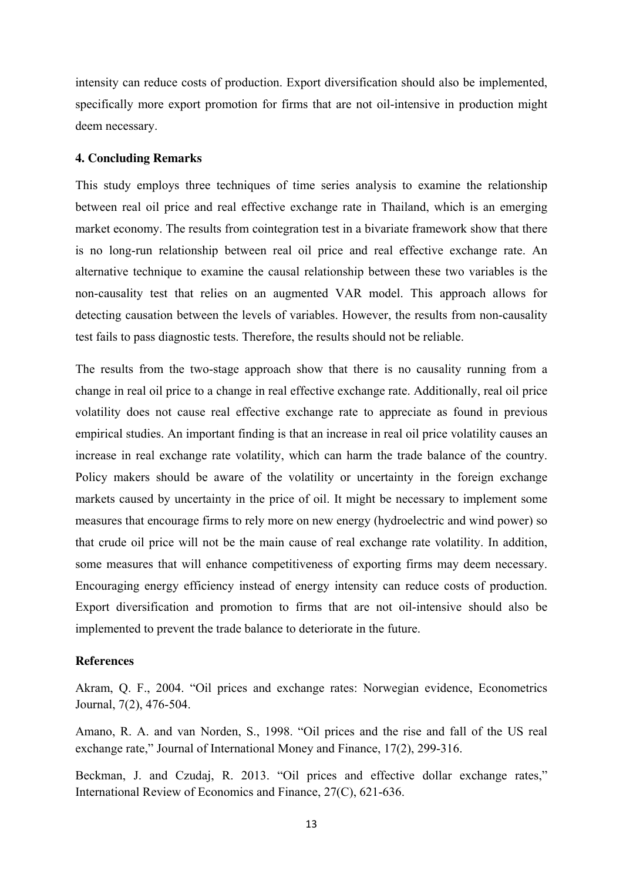intensity can reduce costs of production. Export diversification should also be implemented, specifically more export promotion for firms that are not oil-intensive in production might deem necessary.

## 4. Concluding Remarks

This study employs three techniques of time series analysis to examine the relationship between real oil price and real effective exchange rate in Thailand, which is an emerging market economy. The results from cointegration test in a bivariate framework show that there is no long-run relationship between real oil price and real effective exchange rate. An alternative technique to examine the causal relationship between these two variables is the non-causality test that relies on an augmented VAR model. This approach allows for detecting causation between the levels of variables. However, the results from non-causality test fails to pass diagnostic tests. Therefore, the results should not be reliable.

The results from the two-stage approach show that there is no causality running from a change in real oil price to a change in real effective exchange rate. Additionally, real oil price volatility does not cause real effective exchange rate to appreciate as found in previous empirical studies. An important finding is that an increase in real oil price volatility causes an increase in real exchange rate volatility, which can harm the trade balance of the country. Policy makers should be aware of the volatility or uncertainty in the foreign exchange markets caused by uncertainty in the price of oil. It might be necessary to implement some measures that encourage firms to rely more on new energy (hydroelectric and wind power) so that crude oil price will not be the main cause of real exchange rate volatility. In addition, some measures that will enhance competitiveness of exporting firms may deem necessary. Encouraging energy efficiency instead of energy intensity can reduce costs of production. Export diversification and promotion to firms that are not oil-intensive should also be implemented to prevent the trade balance to deteriorate in the future.

## References

Akram, Q. F., 2004. "Oil prices and exchange rates: Norwegian evidence, Econometrics Journal, 7(2), 476-504.

Amano, R. A. and van Norden, S., 1998. "Oil prices and the rise and fall of the US real exchange rate," Journal of International Money and Finance, 17(2), 299-316.

Beckman, J. and Czudaj, R. 2013. "Oil prices and effective dollar exchange rates," International Review of Economics and Finance, 27(C), 621-636.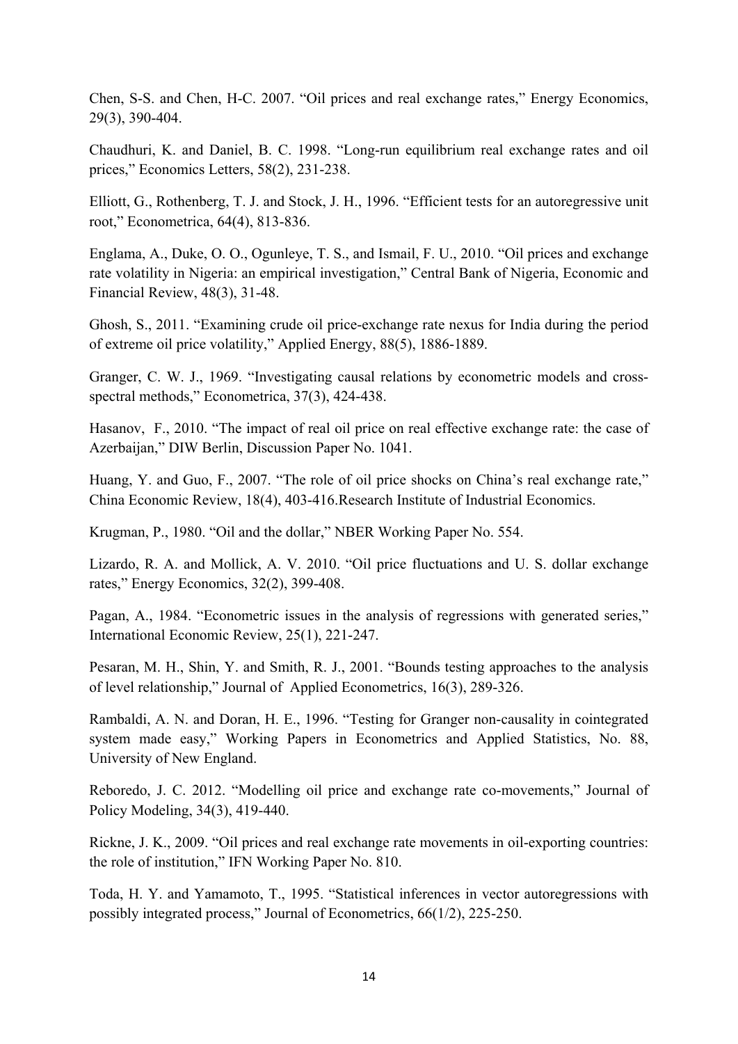Chen, S-S. and Chen, H-C. 2007. "Oil prices and real exchange rates," Energy Economics, 29(3), 390-404.

Chaudhuri, K. and Daniel, B. C. 1998. "Long-run equilibrium real exchange rates and oil prices," Economics Letters, 58(2), 231-238.

Elliott, G., Rothenberg, T. J. and Stock, J. H., 1996. "Efficient tests for an autoregressive unit root," Econometrica, 64(4), 813-836.

Englama, A., Duke, O. O., Ogunleye, T. S., and Ismail, F. U., 2010. "Oil prices and exchange rate volatility in Nigeria: an empirical investigation," Central Bank of Nigeria, Economic and Financial Review, 48(3), 31-48.

Ghosh, S., 2011. "Examining crude oil price-exchange rate nexus for India during the period of extreme oil price volatility," Applied Energy, 88(5), 1886-1889.

Granger, C. W. J., 1969. "Investigating causal relations by econometric models and cross-spectral methods," Econometrica, 37(3), 424-438.

Hasanov, F., 2010. "The impact of real oil price on real effective exchange rate: the case of Azerbaijan," DIW Berlin, Discussion Paper No. 1041.

Huang, Y. and Guo, F., 2007. "The role of oil price shocks on China's real exchange rate," China Economic Review, 18(4), 403-416.Research Institute of Industrial Economics.

Krugman, P., 1980. "Oil and the dollar," NBER Working Paper No. 554.

Lizardo, R. A. and Mollick, A. V. 2010. "Oil price fluctuations and U. S. dollar exchange rates," Energy Economics, 32(2), 399-408.

Pagan, A., 1984. "Econometric issues in the analysis of regressions with generated series," International Economic Review, 25(1), 221-247.

Pesaran, M. H., Shin, Y. and Smith, R. J., 2001. "Bounds testing approaches to the analysis of level relationship," Journal of Applied Econometrics, 16(3), 289-326.

Rambaldi, A. N. and Doran, H. E., 1996. "Testing for Granger non-causality in cointegrated system made easy," Working Papers in Econometrics and Applied Statistics, No. 88, University of New England.

Reboredo, J. C. 2012. "Modelling oil price and exchange rate co-movements," Journal of Policy Modeling, 34(3), 419-440.

Rickne, J. K., 2009. "Oil prices and real exchange rate movements in oil-exporting countries: the role of institution," IFN Working Paper No. 810.

Toda, H. Y. and Yamamoto, T., 1995. "Statistical inferences in vector autoregressions with possibly integrated process," Journal of Econometrics, 66(1/2), 225-250.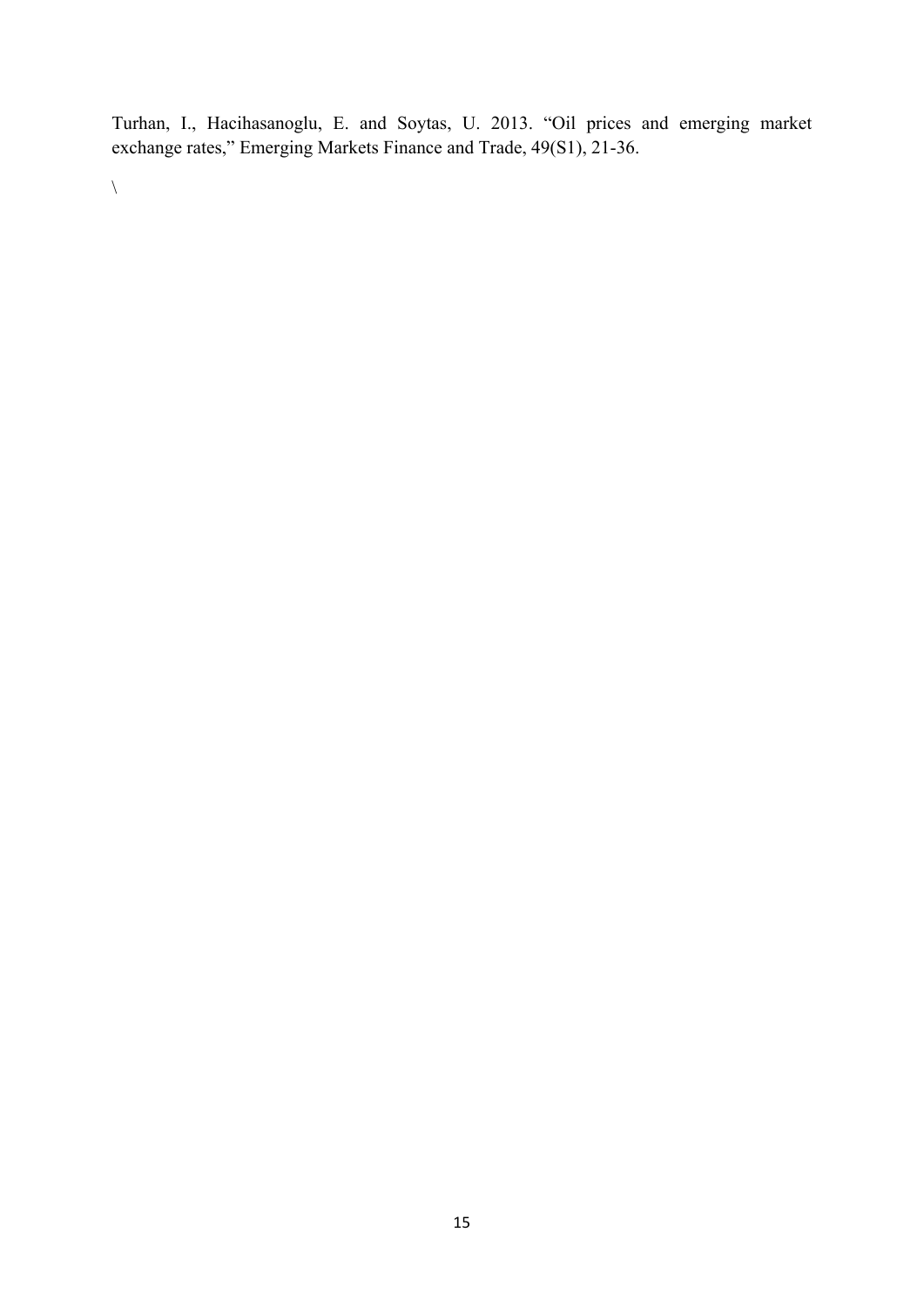Turhan, I., Hacihasanoglu, E. and Soytas, U. 2013. "Oil prices and emerging market exchange rates," Emerging Markets Finance and Trade, 49(S1), 21-36.

\